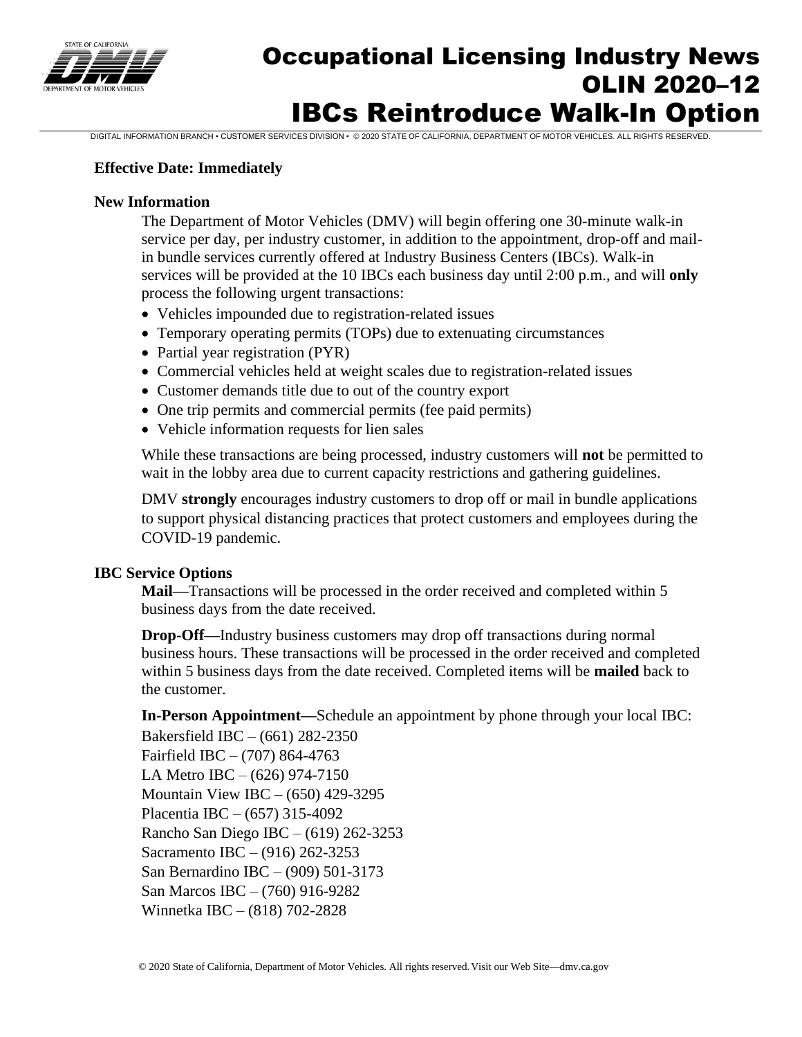# Occupational Licensing Industry News
# OLIN 2020–12
# IBCs Reintroduce Walk-In Option

DIGITAL INFORMATION BRANCH • CUSTOMER SERVICES DIVISION • © 2020 STATE OF CALIFORNIA, DEPARTMENT OF MOTOR VEHICLES. ALL RIGHTS RESERVED.

**Effective Date: Immediately**

**New Information**

The Department of Motor Vehicles (DMV) will begin offering one 30-minute walk-in service per day, per industry customer, in addition to the appointment, drop-off and mail-in bundle services currently offered at Industry Business Centers (IBCs). Walk-in services will be provided at the 10 IBCs each business day until 2:00 p.m., and will **only** process the following urgent transactions:

- Vehicles impounded due to registration-related issues
- Temporary operating permits (TOPs) due to extenuating circumstances
- Partial year registration (PYR)
- Commercial vehicles held at weight scales due to registration-related issues
- Customer demands title due to out of the country export
- One trip permits and commercial permits (fee paid permits)
- Vehicle information requests for lien sales

While these transactions are being processed, industry customers will **not** be permitted to wait in the lobby area due to current capacity restrictions and gathering guidelines.

DMV **strongly** encourages industry customers to drop off or mail in bundle applications to support physical distancing practices that protect customers and employees during the COVID-19 pandemic.

**IBC Service Options**

**Mail—**Transactions will be processed in the order received and completed within 5 business days from the date received.

**Drop-Off—**Industry business customers may drop off transactions during normal business hours. These transactions will be processed in the order received and completed within 5 business days from the date received. Completed items will be **mailed** back to the customer.

**In-Person Appointment—**Schedule an appointment by phone through your local IBC:

Bakersfield IBC – (661) 282-2350
Fairfield IBC – (707) 864-4763
LA Metro IBC – (626) 974-7150
Mountain View IBC – (650) 429-3295
Placentia IBC – (657) 315-4092
Rancho San Diego IBC – (619) 262-3253
Sacramento IBC – (916) 262-3253
San Bernardino IBC – (909) 501-3173
San Marcos IBC – (760) 916-9282
Winnetka IBC – (818) 702-2828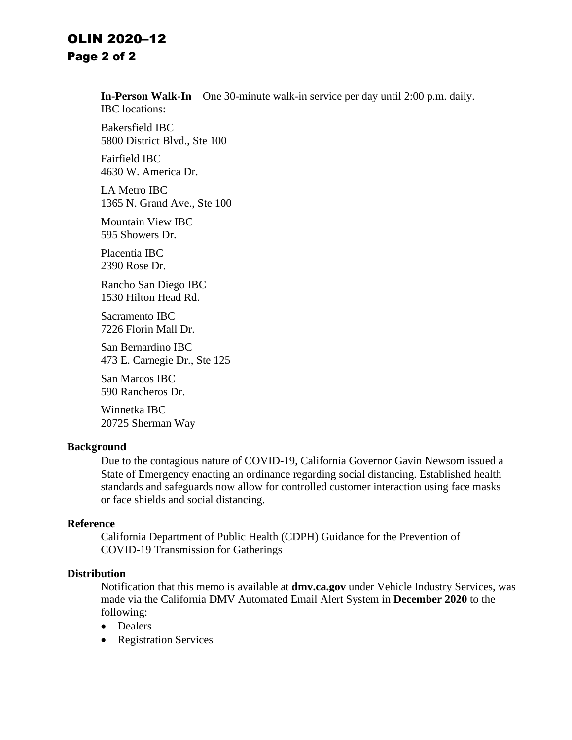**In-Person Walk-In**—One 30-minute walk-in service per day until 2:00 p.m. daily. IBC locations:

Bakersfield IBC
5800 District Blvd., Ste 100

Fairfield IBC
4630 W. America Dr.

LA Metro IBC
1365 N. Grand Ave., Ste 100

Mountain View IBC
595 Showers Dr.

Placentia IBC
2390 Rose Dr.

Rancho San Diego IBC
1530 Hilton Head Rd.

Sacramento IBC
7226 Florin Mall Dr.

San Bernardino IBC
473 E. Carnegie Dr., Ste 125

San Marcos IBC
590 Rancheros Dr.

Winnetka IBC
20725 Sherman Way

**Background**

Due to the contagious nature of COVID-19, California Governor Gavin Newsom issued a State of Emergency enacting an ordinance regarding social distancing. Established health standards and safeguards now allow for controlled customer interaction using face masks or face shields and social distancing.

**Reference**

California Department of Public Health (CDPH) Guidance for the Prevention of COVID-19 Transmission for Gatherings

**Distribution**

Notification that this memo is available at **dmv.ca.gov** under Vehicle Industry Services, was made via the California DMV Automated Email Alert System in **December 2020** to the following:

- Dealers
- Registration Services